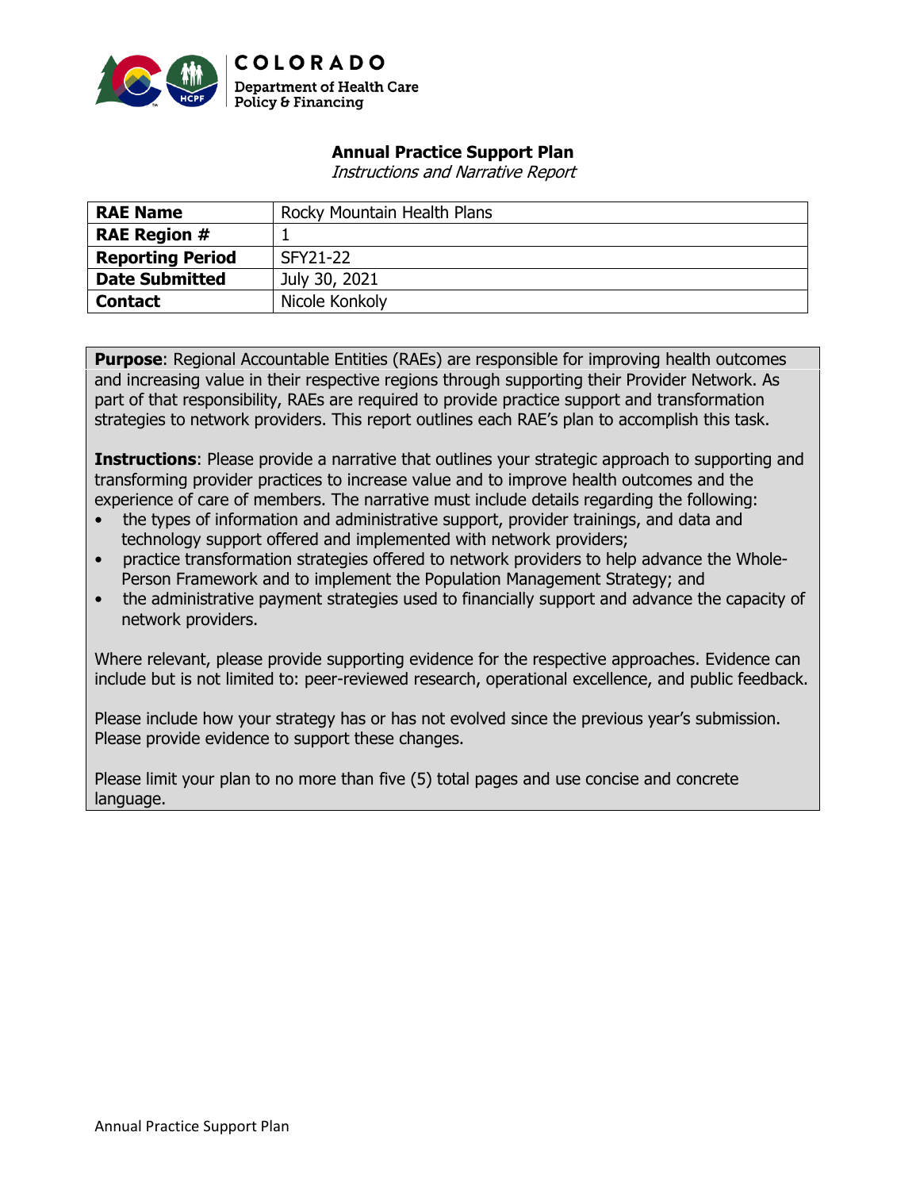COLORADO
Department of Health Care Policy & Financing

# Annual Practice Support Plan

*Instructions and Narrative Report*

| RAE Name | Rocky Mountain Health Plans |
|---|---|
| RAE Region # | 1 |
| Reporting Period | SFY21-22 |
| Date Submitted | July 30, 2021 |
| Contact | Nicole Konkoly |

**Purpose**: Regional Accountable Entities (RAEs) are responsible for improving health outcomes and increasing value in their respective regions through supporting their Provider Network. As part of that responsibility, RAEs are required to provide practice support and transformation strategies to network providers. This report outlines each RAE's plan to accomplish this task.

**Instructions**: Please provide a narrative that outlines your strategic approach to supporting and transforming provider practices to increase value and to improve health outcomes and the experience of care of members. The narrative must include details regarding the following:

- the types of information and administrative support, provider trainings, and data and technology support offered and implemented with network providers;
- practice transformation strategies offered to network providers to help advance the Whole-Person Framework and to implement the Population Management Strategy; and
- the administrative payment strategies used to financially support and advance the capacity of network providers.

Where relevant, please provide supporting evidence for the respective approaches. Evidence can include but is not limited to: peer-reviewed research, operational excellence, and public feedback.

Please include how your strategy has or has not evolved since the previous year's submission. Please provide evidence to support these changes.

Please limit your plan to no more than five (5) total pages and use concise and concrete language.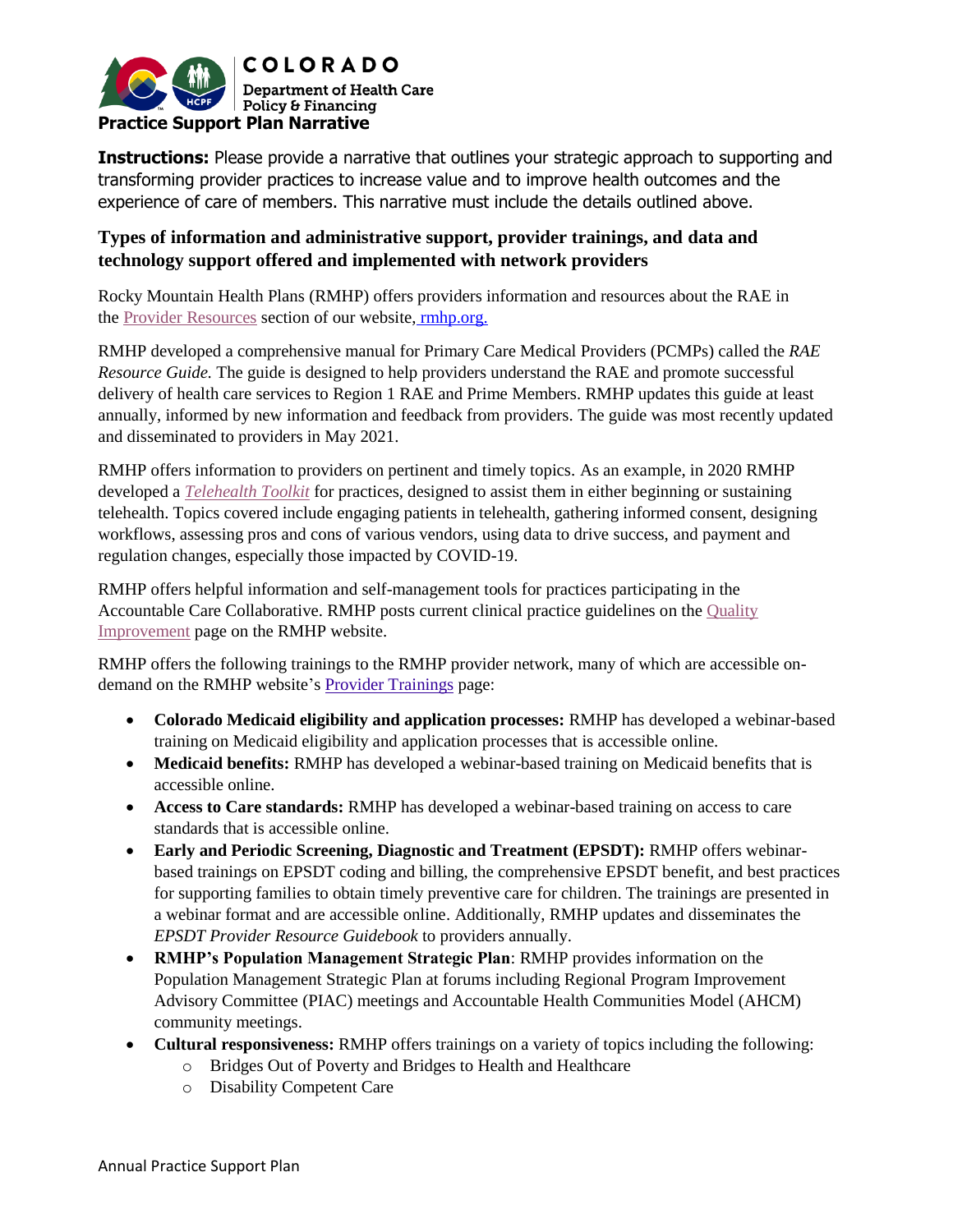**Practice Support Plan Narrative**

**Instructions:** Please provide a narrative that outlines your strategic approach to supporting and transforming provider practices to increase value and to improve health outcomes and the experience of care of members. This narrative must include the details outlined above.

### Types of information and administrative support, provider trainings, and data and technology support offered and implemented with network providers

Rocky Mountain Health Plans (RMHP) offers providers information and resources about the RAE in the Provider Resources section of our website, rmhp.org.

RMHP developed a comprehensive manual for Primary Care Medical Providers (PCMPs) called the *RAE Resource Guide.* The guide is designed to help providers understand the RAE and promote successful delivery of health care services to Region 1 RAE and Prime Members. RMHP updates this guide at least annually, informed by new information and feedback from providers. The guide was most recently updated and disseminated to providers in May 2021.

RMHP offers information to providers on pertinent and timely topics. As an example, in 2020 RMHP developed a *Telehealth Toolkit* for practices, designed to assist them in either beginning or sustaining telehealth. Topics covered include engaging patients in telehealth, gathering informed consent, designing workflows, assessing pros and cons of various vendors, using data to drive success, and payment and regulation changes, especially those impacted by COVID-19.

RMHP offers helpful information and self-management tools for practices participating in the Accountable Care Collaborative. RMHP posts current clinical practice guidelines on the Quality Improvement page on the RMHP website.

RMHP offers the following trainings to the RMHP provider network, many of which are accessible on-demand on the RMHP website's Provider Trainings page:

- **Colorado Medicaid eligibility and application processes:** RMHP has developed a webinar-based training on Medicaid eligibility and application processes that is accessible online.
- **Medicaid benefits:** RMHP has developed a webinar-based training on Medicaid benefits that is accessible online.
- **Access to Care standards:** RMHP has developed a webinar-based training on access to care standards that is accessible online.
- **Early and Periodic Screening, Diagnostic and Treatment (EPSDT):** RMHP offers webinar-based trainings on EPSDT coding and billing, the comprehensive EPSDT benefit, and best practices for supporting families to obtain timely preventive care for children. The trainings are presented in a webinar format and are accessible online. Additionally, RMHP updates and disseminates the *EPSDT Provider Resource Guidebook* to providers annually.
- **RMHP's Population Management Strategic Plan**: RMHP provides information on the Population Management Strategic Plan at forums including Regional Program Improvement Advisory Committee (PIAC) meetings and Accountable Health Communities Model (AHCM) community meetings.
- **Cultural responsiveness:** RMHP offers trainings on a variety of topics including the following:
    - Bridges Out of Poverty and Bridges to Health and Healthcare
    - Disability Competent Care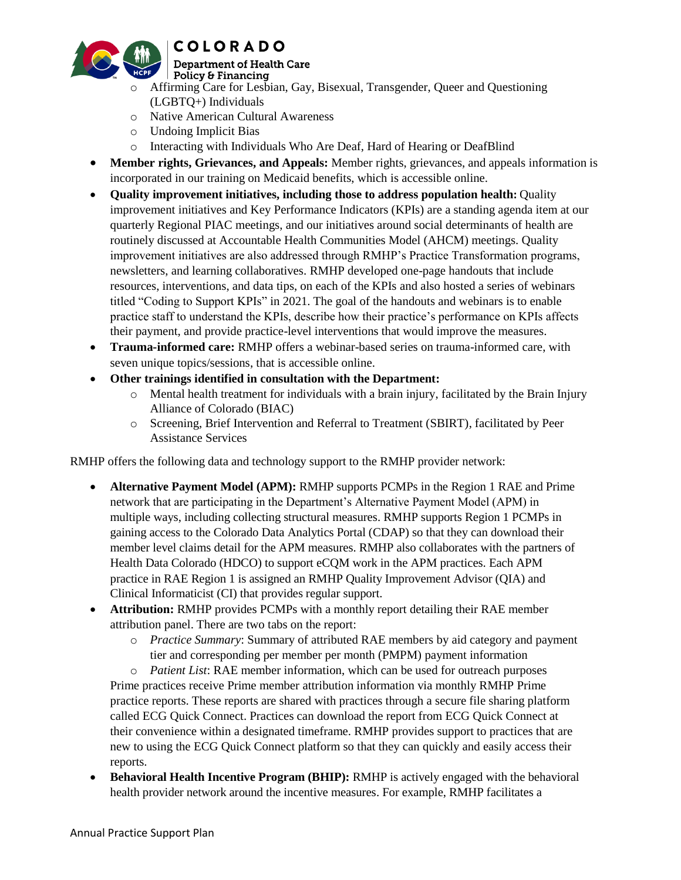- Affirming Care for Lesbian, Gay, Bisexual, Transgender, Queer and Questioning (LGBTQ+) Individuals
  - Native American Cultural Awareness
  - Undoing Implicit Bias
  - Interacting with Individuals Who Are Deaf, Hard of Hearing or DeafBlind
- **Member rights, Grievances, and Appeals:** Member rights, grievances, and appeals information is incorporated in our training on Medicaid benefits, which is accessible online.
- **Quality improvement initiatives, including those to address population health:** Quality improvement initiatives and Key Performance Indicators (KPIs) are a standing agenda item at our quarterly Regional PIAC meetings, and our initiatives around social determinants of health are routinely discussed at Accountable Health Communities Model (AHCM) meetings. Quality improvement initiatives are also addressed through RMHP's Practice Transformation programs, newsletters, and learning collaboratives. RMHP developed one-page handouts that include resources, interventions, and data tips, on each of the KPIs and also hosted a series of webinars titled "Coding to Support KPIs" in 2021. The goal of the handouts and webinars is to enable practice staff to understand the KPIs, describe how their practice's performance on KPIs affects their payment, and provide practice-level interventions that would improve the measures.
- **Trauma-informed care:** RMHP offers a webinar-based series on trauma-informed care, with seven unique topics/sessions, that is accessible online.
- **Other trainings identified in consultation with the Department:**
  - Mental health treatment for individuals with a brain injury, facilitated by the Brain Injury Alliance of Colorado (BIAC)
  - Screening, Brief Intervention and Referral to Treatment (SBIRT), facilitated by Peer Assistance Services

RMHP offers the following data and technology support to the RMHP provider network:

- **Alternative Payment Model (APM):** RMHP supports PCMPs in the Region 1 RAE and Prime network that are participating in the Department's Alternative Payment Model (APM) in multiple ways, including collecting structural measures. RMHP supports Region 1 PCMPs in gaining access to the Colorado Data Analytics Portal (CDAP) so that they can download their member level claims detail for the APM measures. RMHP also collaborates with the partners of Health Data Colorado (HDCO) to support eCQM work in the APM practices. Each APM practice in RAE Region 1 is assigned an RMHP Quality Improvement Advisor (QIA) and Clinical Informaticist (CI) that provides regular support.
- **Attribution:** RMHP provides PCMPs with a monthly report detailing their RAE member attribution panel. There are two tabs on the report:
  - *Practice Summary*: Summary of attributed RAE members by aid category and payment tier and corresponding per member per month (PMPM) payment information
  - *Patient List*: RAE member information, which can be used for outreach purposes

  Prime practices receive Prime member attribution information via monthly RMHP Prime practice reports. These reports are shared with practices through a secure file sharing platform called ECG Quick Connect. Practices can download the report from ECG Quick Connect at their convenience within a designated timeframe. RMHP provides support to practices that are new to using the ECG Quick Connect platform so that they can quickly and easily access their reports.
- **Behavioral Health Incentive Program (BHIP):** RMHP is actively engaged with the behavioral health provider network around the incentive measures. For example, RMHP facilitates a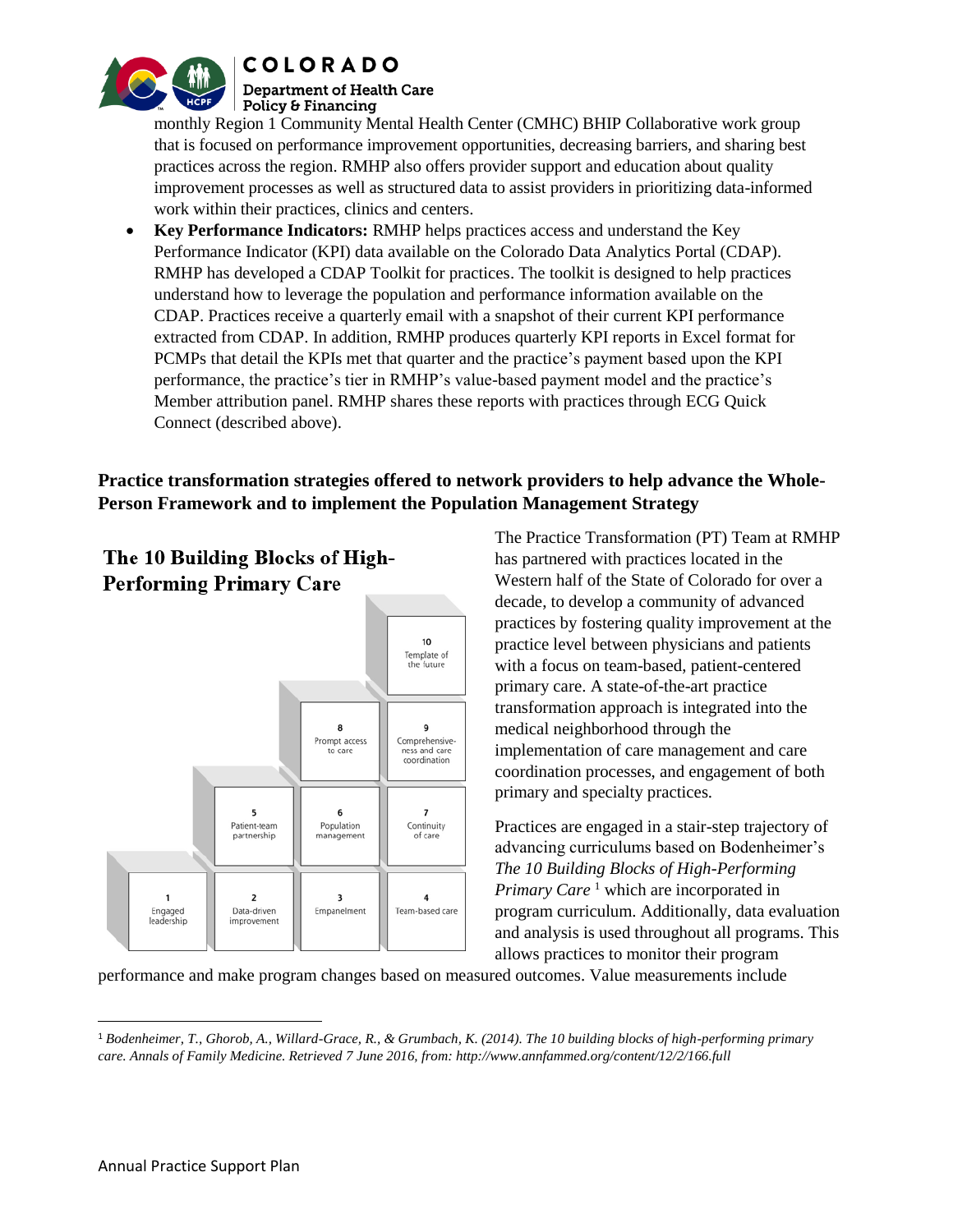monthly Region 1 Community Mental Health Center (CMHC) BHIP Collaborative work group that is focused on performance improvement opportunities, decreasing barriers, and sharing best practices across the region. RMHP also offers provider support and education about quality improvement processes as well as structured data to assist providers in prioritizing data-informed work within their practices, clinics and centers.

- **Key Performance Indicators:** RMHP helps practices access and understand the Key Performance Indicator (KPI) data available on the Colorado Data Analytics Portal (CDAP). RMHP has developed a CDAP Toolkit for practices. The toolkit is designed to help practices understand how to leverage the population and performance information available on the CDAP. Practices receive a quarterly email with a snapshot of their current KPI performance extracted from CDAP. In addition, RMHP produces quarterly KPI reports in Excel format for PCMPs that detail the KPIs met that quarter and the practice's payment based upon the KPI performance, the practice's tier in RMHP's value-based payment model and the practice's Member attribution panel. RMHP shares these reports with practices through ECG Quick Connect (described above).

## Practice transformation strategies offered to network providers to help advance the Whole-Person Framework and to implement the Population Management Strategy

**The 10 Building Blocks of High-Performing Primary Care**

1 Engaged leadership; 2 Data-driven improvement; 3 Empanelment; 4 Team-based care; 5 Patient-team partnership; 6 Population management; 7 Continuity of care; 8 Prompt access to care; 9 Comprehensiveness and care coordination; 10 Template of the future

The Practice Transformation (PT) Team at RMHP has partnered with practices located in the Western half of the State of Colorado for over a decade, to develop a community of advanced practices by fostering quality improvement at the practice level between physicians and patients with a focus on team-based, patient-centered primary care. A state-of-the-art practice transformation approach is integrated into the medical neighborhood through the implementation of care management and care coordination processes, and engagement of both primary and specialty practices.

Practices are engaged in a stair-step trajectory of advancing curriculums based on Bodenheimer's *The 10 Building Blocks of High-Performing Primary Care* [1] which are incorporated in program curriculum. Additionally, data evaluation and analysis is used throughout all programs. This allows practices to monitor their program performance and make program changes based on measured outcomes. Value measurements include

[1] *Bodenheimer, T., Ghorob, A., Willard-Grace, R., & Grumbach, K. (2014). The 10 building blocks of high-performing primary care. Annals of Family Medicine. Retrieved 7 June 2016, from: http://www.annfammed.org/content/12/2/166.full*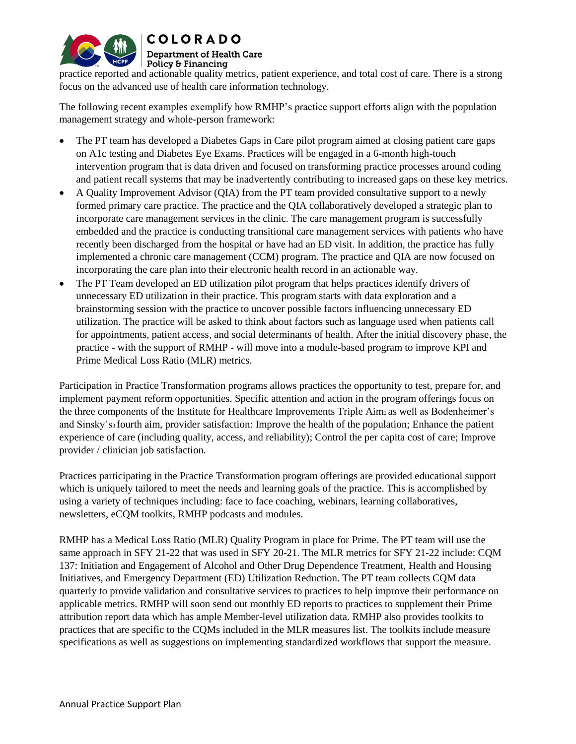practice reported and actionable quality metrics, patient experience, and total cost of care. There is a strong focus on the advanced use of health care information technology.

The following recent examples exemplify how RMHP's practice support efforts align with the population management strategy and whole-person framework:

- The PT team has developed a Diabetes Gaps in Care pilot program aimed at closing patient care gaps on A1c testing and Diabetes Eye Exams. Practices will be engaged in a 6-month high-touch intervention program that is data driven and focused on transforming practice processes around coding and patient recall systems that may be inadvertently contributing to increased gaps on these key metrics.
- A Quality Improvement Advisor (QIA) from the PT team provided consultative support to a newly formed primary care practice. The practice and the QIA collaboratively developed a strategic plan to incorporate care management services in the clinic. The care management program is successfully embedded and the practice is conducting transitional care management services with patients who have recently been discharged from the hospital or have had an ED visit. In addition, the practice has fully implemented a chronic care management (CCM) program. The practice and QIA are now focused on incorporating the care plan into their electronic health record in an actionable way.
- The PT Team developed an ED utilization pilot program that helps practices identify drivers of unnecessary ED utilization in their practice. This program starts with data exploration and a brainstorming session with the practice to uncover possible factors influencing unnecessary ED utilization. The practice will be asked to think about factors such as language used when patients call for appointments, patient access, and social determinants of health. After the initial discovery phase, the practice - with the support of RMHP - will move into a module-based program to improve KPI and Prime Medical Loss Ratio (MLR) metrics.

Participation in Practice Transformation programs allows practices the opportunity to test, prepare for, and implement payment reform opportunities. Specific attention and action in the program offerings focus on the three components of the Institute for Healthcare Improvements Triple Aim[2] as well as Bodenheimer's and Sinsky's[3] fourth aim, provider satisfaction: Improve the health of the population; Enhance the patient experience of care (including quality, access, and reliability); Control the per capita cost of care; Improve provider / clinician job satisfaction.

Practices participating in the Practice Transformation program offerings are provided educational support which is uniquely tailored to meet the needs and learning goals of the practice. This is accomplished by using a variety of techniques including: face to face coaching, webinars, learning collaboratives, newsletters, eCQM toolkits, RMHP podcasts and modules.

RMHP has a Medical Loss Ratio (MLR) Quality Program in place for Prime. The PT team will use the same approach in SFY 21-22 that was used in SFY 20-21. The MLR metrics for SFY 21-22 include: CQM 137: Initiation and Engagement of Alcohol and Other Drug Dependence Treatment, Health and Housing Initiatives, and Emergency Department (ED) Utilization Reduction. The PT team collects CQM data quarterly to provide validation and consultative services to practices to help improve their performance on applicable metrics. RMHP will soon send out monthly ED reports to practices to supplement their Prime attribution report data which has ample Member-level utilization data. RMHP also provides toolkits to practices that are specific to the CQMs included in the MLR measures list. The toolkits include measure specifications as well as suggestions on implementing standardized workflows that support the measure.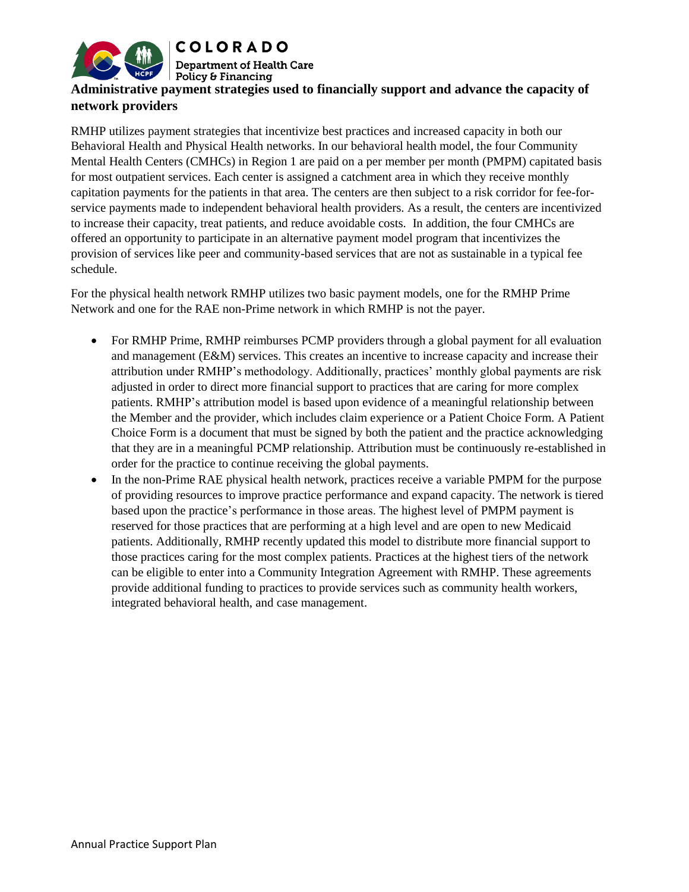## Administrative payment strategies used to financially support and advance the capacity of network providers

RMHP utilizes payment strategies that incentivize best practices and increased capacity in both our Behavioral Health and Physical Health networks. In our behavioral health model, the four Community Mental Health Centers (CMHCs) in Region 1 are paid on a per member per month (PMPM) capitated basis for most outpatient services. Each center is assigned a catchment area in which they receive monthly capitation payments for the patients in that area. The centers are then subject to a risk corridor for fee-for-service payments made to independent behavioral health providers. As a result, the centers are incentivized to increase their capacity, treat patients, and reduce avoidable costs. In addition, the four CMHCs are offered an opportunity to participate in an alternative payment model program that incentivizes the provision of services like peer and community-based services that are not as sustainable in a typical fee schedule.

For the physical health network RMHP utilizes two basic payment models, one for the RMHP Prime Network and one for the RAE non-Prime network in which RMHP is not the payer.

- For RMHP Prime, RMHP reimburses PCMP providers through a global payment for all evaluation and management (E&M) services. This creates an incentive to increase capacity and increase their attribution under RMHP's methodology. Additionally, practices' monthly global payments are risk adjusted in order to direct more financial support to practices that are caring for more complex patients. RMHP's attribution model is based upon evidence of a meaningful relationship between the Member and the provider, which includes claim experience or a Patient Choice Form. A Patient Choice Form is a document that must be signed by both the patient and the practice acknowledging that they are in a meaningful PCMP relationship. Attribution must be continuously re-established in order for the practice to continue receiving the global payments.
- In the non-Prime RAE physical health network, practices receive a variable PMPM for the purpose of providing resources to improve practice performance and expand capacity. The network is tiered based upon the practice's performance in those areas. The highest level of PMPM payment is reserved for those practices that are performing at a high level and are open to new Medicaid patients. Additionally, RMHP recently updated this model to distribute more financial support to those practices caring for the most complex patients. Practices at the highest tiers of the network can be eligible to enter into a Community Integration Agreement with RMHP. These agreements provide additional funding to practices to provide services such as community health workers, integrated behavioral health, and case management.